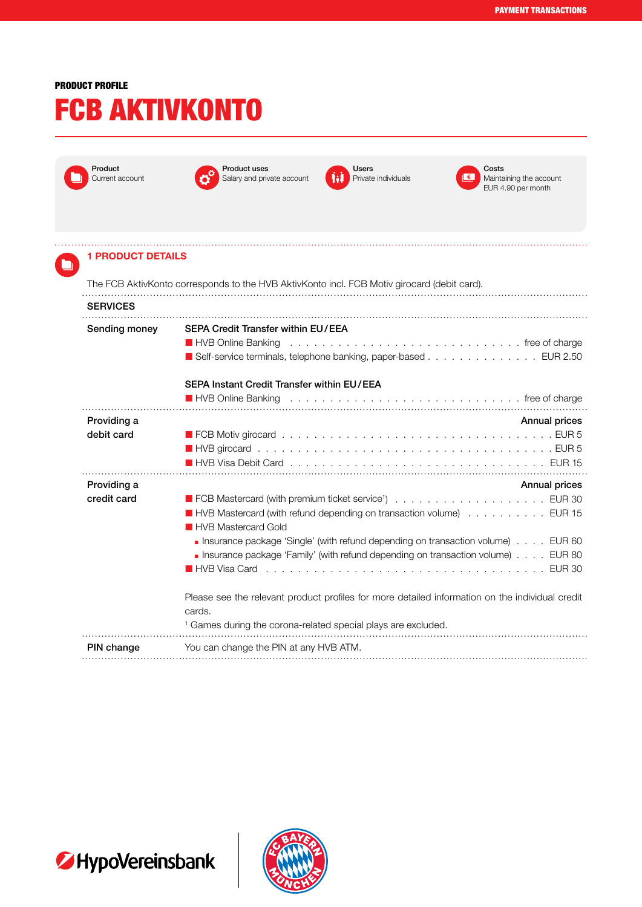PRODUCT PROFILE

# FCB AKTIVKONTO

**Product**
Current account

**Product uses**
Salary and private account

**Users**
Private individuals

**Costs**
Maintaining the account
EUR 4.90 per month

## 1 PRODUCT DETAILS

The FCB AktivKonto corresponds to the HVB AktivKonto incl. FCB Motiv girocard (debit card).

### SERVICES

**Sending money**

**SEPA Credit Transfer within EU/EEA**

- HVB Online Banking . . . free of charge
- Self-service terminals, telephone banking, paper-based . . . EUR 2.50

**SEPA Instant Credit Transfer within EU/EEA**

- HVB Online Banking . . . free of charge

**Providing a debit card**

**Annual prices**

- FCB Motiv girocard . . . EUR 5
- HVB girocard . . . EUR 5
- HVB Visa Debit Card . . . EUR 15

**Providing a credit card**

**Annual prices**

- FCB Mastercard (with premium ticket service[1]) . . . EUR 30
- HVB Mastercard (with refund depending on transaction volume) . . . EUR 15
- HVB Mastercard Gold
  - Insurance package 'Single' (with refund depending on transaction volume) . . . EUR 60
  - Insurance package 'Family' (with refund depending on transaction volume) . . . EUR 80
- HVB Visa Card . . . EUR 30

Please see the relevant product profiles for more detailed information on the individual credit cards.

[1] Games during the corona-related special plays are excluded.

**PIN change**

You can change the PIN at any HVB ATM.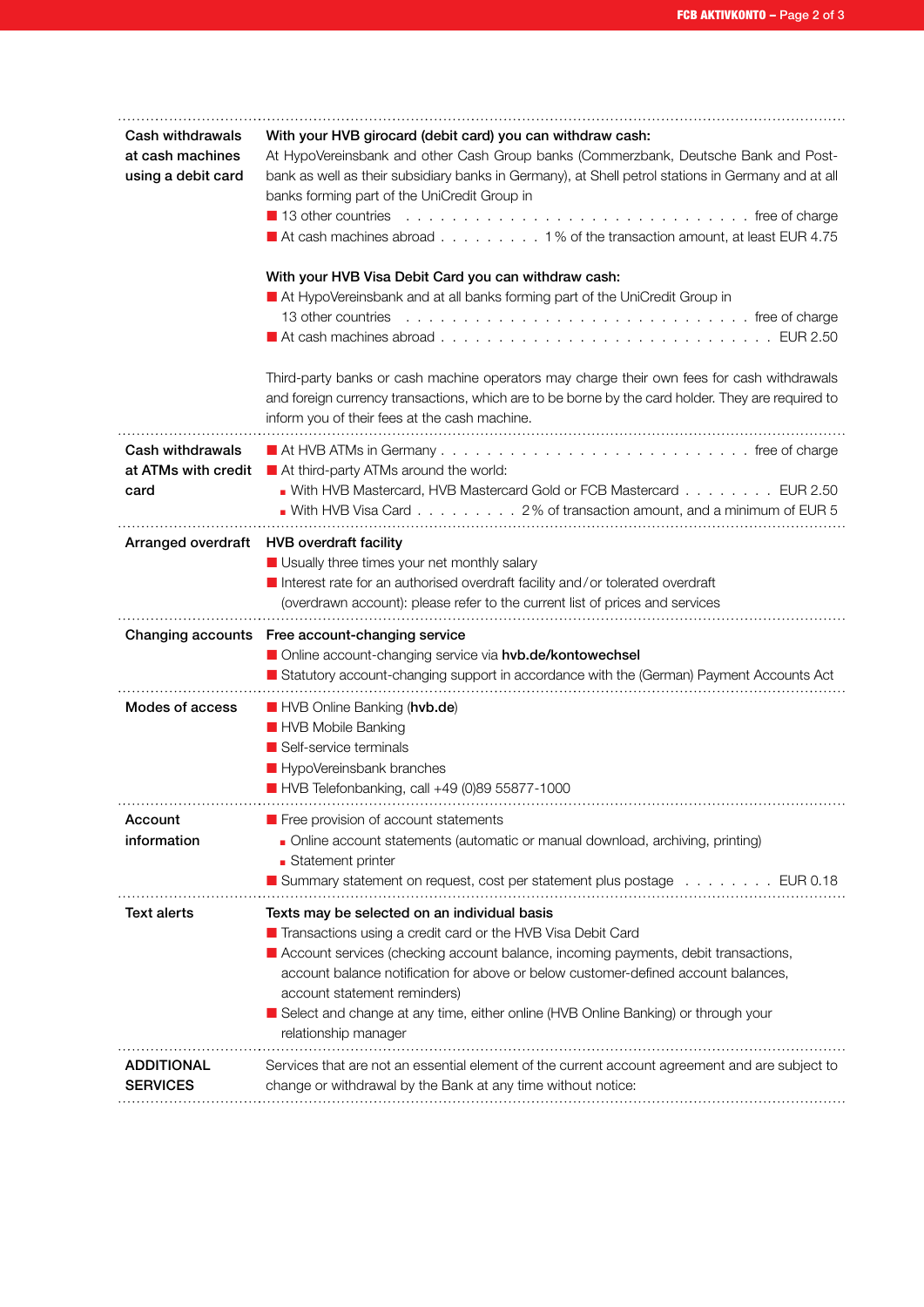| | |
|---|---|
| **Cash withdrawals at cash machines using a debit card** | **With your HVB girocard (debit card) you can withdraw cash:**<br>At HypoVereinsbank and other Cash Group banks (Commerzbank, Deutsche Bank and Post-bank as well as their subsidiary banks in Germany), at Shell petrol stations in Germany and at all banks forming part of the UniCredit Group in<br>■ 13 other countries . . . . . . . . . . . . . . . . . . . . . . . . . . . . . free of charge<br>■ At cash machines abroad . . . . . . . . . 1 % of the transaction amount, at least EUR 4.75<br><br>**With your HVB Visa Debit Card you can withdraw cash:**<br>■ At HypoVereinsbank and at all banks forming part of the UniCredit Group in 13 other countries . . . . . . . . . . . . . . . . . . . . . . . . . . . . . free of charge<br>■ At cash machines abroad . . . . . . . . . . . . . . . . . . . . . . . . . . . . EUR 2.50<br><br>Third-party banks or cash machine operators may charge their own fees for cash withdrawals and foreign currency transactions, which are to be borne by the card holder. They are required to inform you of their fees at the cash machine. |
| **Cash withdrawals at ATMs with credit card** | ■ At HVB ATMs in Germany . . . . . . . . . . . . . . . . . . . . . . . . . free of charge<br>■ At third-party ATMs around the world:<br>▪ With HVB Mastercard, HVB Mastercard Gold or FCB Mastercard . . . . . . . . EUR 2.50<br>▪ With HVB Visa Card . . . . . . . . . 2 % of transaction amount, and a minimum of EUR 5 |
| **Arranged overdraft** | **HVB overdraft facility**<br>■ Usually three times your net monthly salary<br>■ Interest rate for an authorised overdraft facility and / or tolerated overdraft (overdrawn account): please refer to the current list of prices and services |
| **Changing accounts** | **Free account-changing service**<br>■ Online account-changing service via **hvb.de/kontowechsel**<br>■ Statutory account-changing support in accordance with the (German) Payment Accounts Act |
| **Modes of access** | ■ HVB Online Banking (**hvb.de**)<br>■ HVB Mobile Banking<br>■ Self-service terminals<br>■ HypoVereinsbank branches<br>■ HVB Telefonbanking, call +49 (0)89 55877-1000 |
| **Account information** | ■ Free provision of account statements<br>▪ Online account statements (automatic or manual download, archiving, printing)<br>▪ Statement printer<br>■ Summary statement on request, cost per statement plus postage . . . . . . . . EUR 0.18 |
| **Text alerts** | **Texts may be selected on an individual basis**<br>■ Transactions using a credit card or the HVB Visa Debit Card<br>■ Account services (checking account balance, incoming payments, debit transactions, account balance notification for above or below customer-defined account balances, account statement reminders)<br>■ Select and change at any time, either online (HVB Online Banking) or through your relationship manager |
| **ADDITIONAL SERVICES** | Services that are not an essential element of the current account agreement and are subject to change or withdrawal by the Bank at any time without notice: |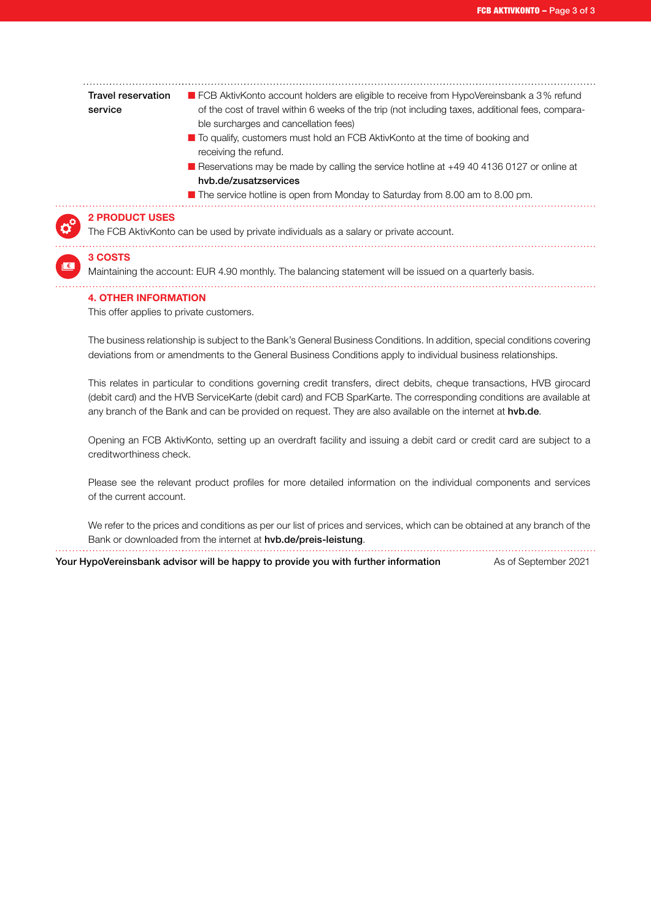| | |
|---|---|
| **Travel reservation service** | ■ FCB AktivKonto account holders are eligible to receive from HypoVereinsbank a 3 % refund of the cost of travel within 6 weeks of the trip (not including taxes, additional fees, comparable surcharges and cancellation fees)<br>■ To qualify, customers must hold an FCB AktivKonto at the time of booking and receiving the refund.<br>■ Reservations may be made by calling the service hotline at +49 40 4136 0127 or online at **hvb.de/zusatzservices**<br>■ The service hotline is open from Monday to Saturday from 8.00 am to 8.00 pm. |

## 2 PRODUCT USES

The FCB AktivKonto can be used by private individuals as a salary or private account.

## 3 COSTS

Maintaining the account: EUR 4.90 monthly. The balancing statement will be issued on a quarterly basis.

## 4. OTHER INFORMATION

This offer applies to private customers.

The business relationship is subject to the Bank's General Business Conditions. In addition, special conditions covering deviations from or amendments to the General Business Conditions apply to individual business relationships.

This relates in particular to conditions governing credit transfers, direct debits, cheque transactions, HVB girocard (debit card) and the HVB ServiceKarte (debit card) and FCB SparKarte. The corresponding conditions are available at any branch of the Bank and can be provided on request. They are also available on the internet at **hvb.de**.

Opening an FCB AktivKonto, setting up an overdraft facility and issuing a debit card or credit card are subject to a creditworthiness check.

Please see the relevant product profiles for more detailed information on the individual components and services of the current account.

We refer to the prices and conditions as per our list of prices and services, which can be obtained at any branch of the Bank or downloaded from the internet at **hvb.de/preis-leistung**.

**Your HypoVereinsbank advisor will be happy to provide you with further information** As of September 2021